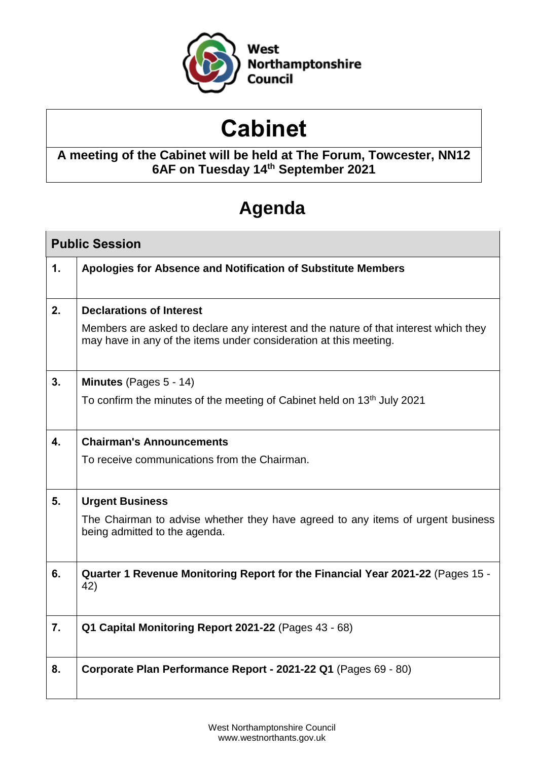West Northamptonshire Council

# Cabinet

**A meeting of the Cabinet will be held at The Forum, Towcester, NN12 6AF on Tuesday 14th September 2021**

## Agenda

| Public Session | |
|---|---|
| **1.** | **Apologies for Absence and Notification of Substitute Members** |
| **2.** | **Declarations of Interest**<br><br>Members are asked to declare any interest and the nature of that interest which they may have in any of the items under consideration at this meeting. |
| **3.** | **Minutes** (Pages 5 - 14)<br><br>To confirm the minutes of the meeting of Cabinet held on 13th July 2021 |
| **4.** | **Chairman's Announcements**<br><br>To receive communications from the Chairman. |
| **5.** | **Urgent Business**<br><br>The Chairman to advise whether they have agreed to any items of urgent business being admitted to the agenda. |
| **6.** | **Quarter 1 Revenue Monitoring Report for the Financial Year 2021-22** (Pages 15 - 42) |
| **7.** | **Q1 Capital Monitoring Report 2021-22** (Pages 43 - 68) |
| **8.** | **Corporate Plan Performance Report - 2021-22 Q1** (Pages 69 - 80) |

West Northamptonshire Council
www.westnorthants.gov.uk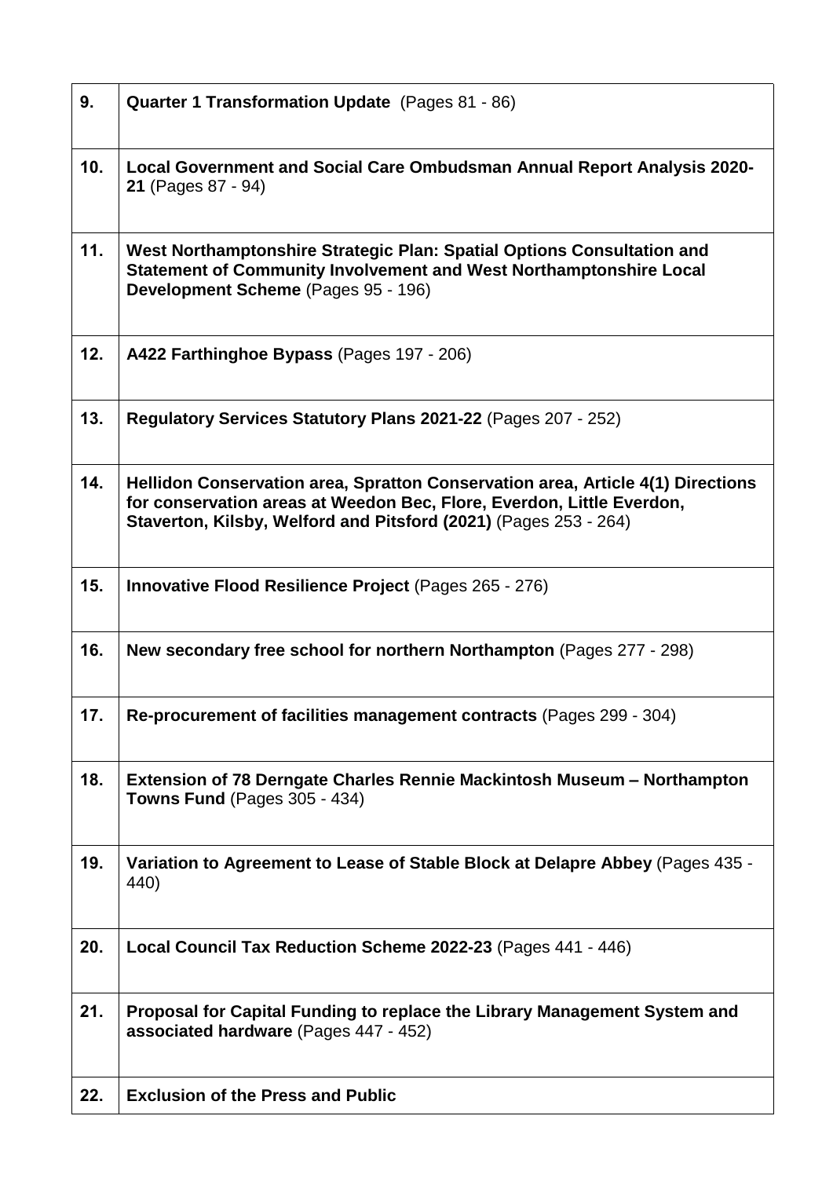| | |
|---|---|
| **9.** | **Quarter 1 Transformation Update** (Pages 81 - 86) |
| **10.** | **Local Government and Social Care Ombudsman Annual Report Analysis 2020-21** (Pages 87 - 94) |
| **11.** | **West Northamptonshire Strategic Plan: Spatial Options Consultation and Statement of Community Involvement and West Northamptonshire Local Development Scheme** (Pages 95 - 196) |
| **12.** | **A422 Farthinghoe Bypass** (Pages 197 - 206) |
| **13.** | **Regulatory Services Statutory Plans 2021-22** (Pages 207 - 252) |
| **14.** | **Hellidon Conservation area, Spratton Conservation area, Article 4(1) Directions for conservation areas at Weedon Bec, Flore, Everdon, Little Everdon, Staverton, Kilsby, Welford and Pitsford (2021)** (Pages 253 - 264) |
| **15.** | **Innovative Flood Resilience Project** (Pages 265 - 276) |
| **16.** | **New secondary free school for northern Northampton** (Pages 277 - 298) |
| **17.** | **Re-procurement of facilities management contracts** (Pages 299 - 304) |
| **18.** | **Extension of 78 Derngate Charles Rennie Mackintosh Museum – Northampton Towns Fund** (Pages 305 - 434) |
| **19.** | **Variation to Agreement to Lease of Stable Block at Delapre Abbey** (Pages 435 - 440) |
| **20.** | **Local Council Tax Reduction Scheme 2022-23** (Pages 441 - 446) |
| **21.** | **Proposal for Capital Funding to replace the Library Management System and associated hardware** (Pages 447 - 452) |
| **22.** | **Exclusion of the Press and Public** |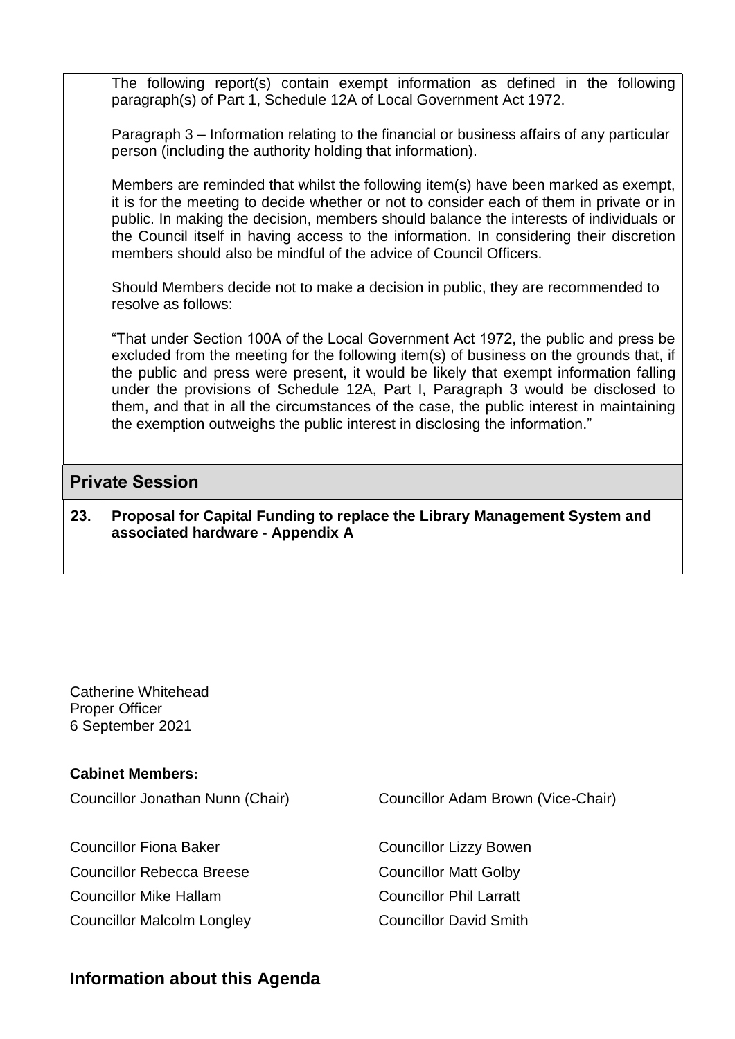| | |
|---|---|
| | The following report(s) contain exempt information as defined in the following paragraph(s) of Part 1, Schedule 12A of Local Government Act 1972.<br><br>Paragraph 3 – Information relating to the financial or business affairs of any particular person (including the authority holding that information).<br><br>Members are reminded that whilst the following item(s) have been marked as exempt, it is for the meeting to decide whether or not to consider each of them in private or in public. In making the decision, members should balance the interests of individuals or the Council itself in having access to the information. In considering their discretion members should also be mindful of the advice of Council Officers.<br><br>Should Members decide not to make a decision in public, they are recommended to resolve as follows:<br><br>"That under Section 100A of the Local Government Act 1972, the public and press be excluded from the meeting for the following item(s) of business on the grounds that, if the public and press were present, it would be likely that exempt information falling under the provisions of Schedule 12A, Part I, Paragraph 3 would be disclosed to them, and that in all the circumstances of the case, the public interest in maintaining the exemption outweighs the public interest in disclosing the information." |
| **Private Session** | |
| **23.** | **Proposal for Capital Funding to replace the Library Management System and associated hardware - Appendix A** |

Catherine Whitehead
Proper Officer
6 September 2021

**Cabinet Members:**

Councillor Jonathan Nunn (Chair)
Councillor Adam Brown (Vice-Chair)

Councillor Fiona Baker
Councillor Lizzy Bowen
Councillor Rebecca Breese
Councillor Matt Golby
Councillor Mike Hallam
Councillor Phil Larratt
Councillor Malcolm Longley
Councillor David Smith

## Information about this Agenda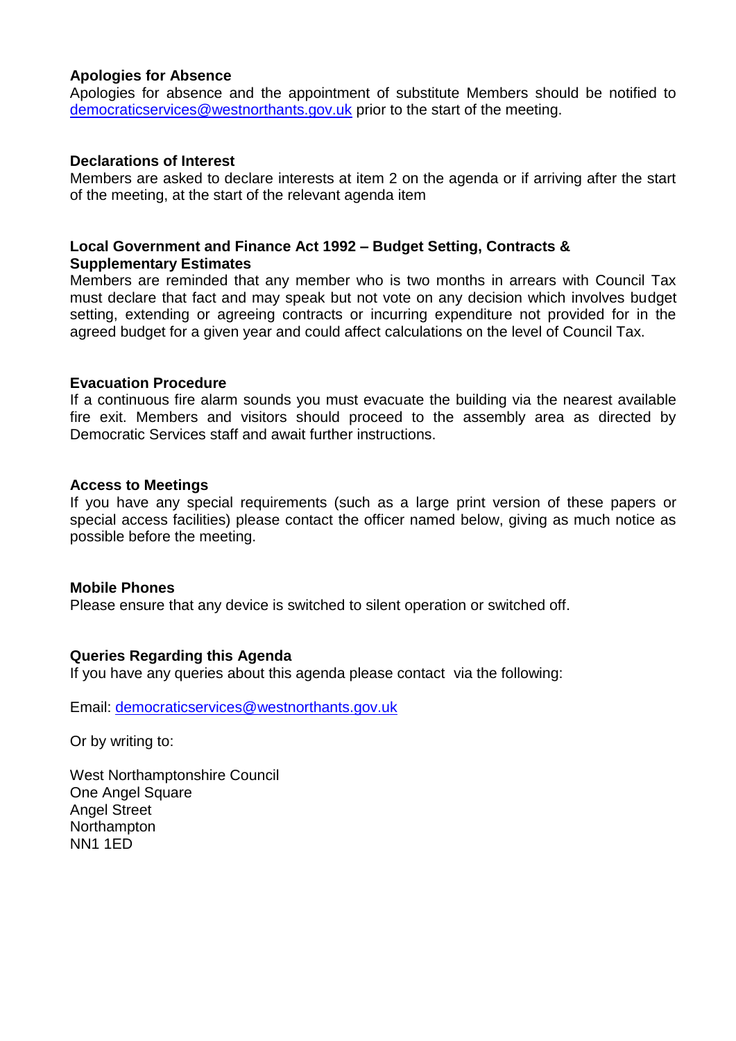**Apologies for Absence**
Apologies for absence and the appointment of substitute Members should be notified to democraticservices@westnorthants.gov.uk prior to the start of the meeting.

**Declarations of Interest**
Members are asked to declare interests at item 2 on the agenda or if arriving after the start of the meeting, at the start of the relevant agenda item

**Local Government and Finance Act 1992 – Budget Setting, Contracts & Supplementary Estimates**
Members are reminded that any member who is two months in arrears with Council Tax must declare that fact and may speak but not vote on any decision which involves budget setting, extending or agreeing contracts or incurring expenditure not provided for in the agreed budget for a given year and could affect calculations on the level of Council Tax.

**Evacuation Procedure**
If a continuous fire alarm sounds you must evacuate the building via the nearest available fire exit. Members and visitors should proceed to the assembly area as directed by Democratic Services staff and await further instructions.

**Access to Meetings**
If you have any special requirements (such as a large print version of these papers or special access facilities) please contact the officer named below, giving as much notice as possible before the meeting.

**Mobile Phones**
Please ensure that any device is switched to silent operation or switched off.

**Queries Regarding this Agenda**
If you have any queries about this agenda please contact via the following:

Email: democraticservices@westnorthants.gov.uk

Or by writing to:

West Northamptonshire Council
One Angel Square
Angel Street
Northampton
NN1 1ED